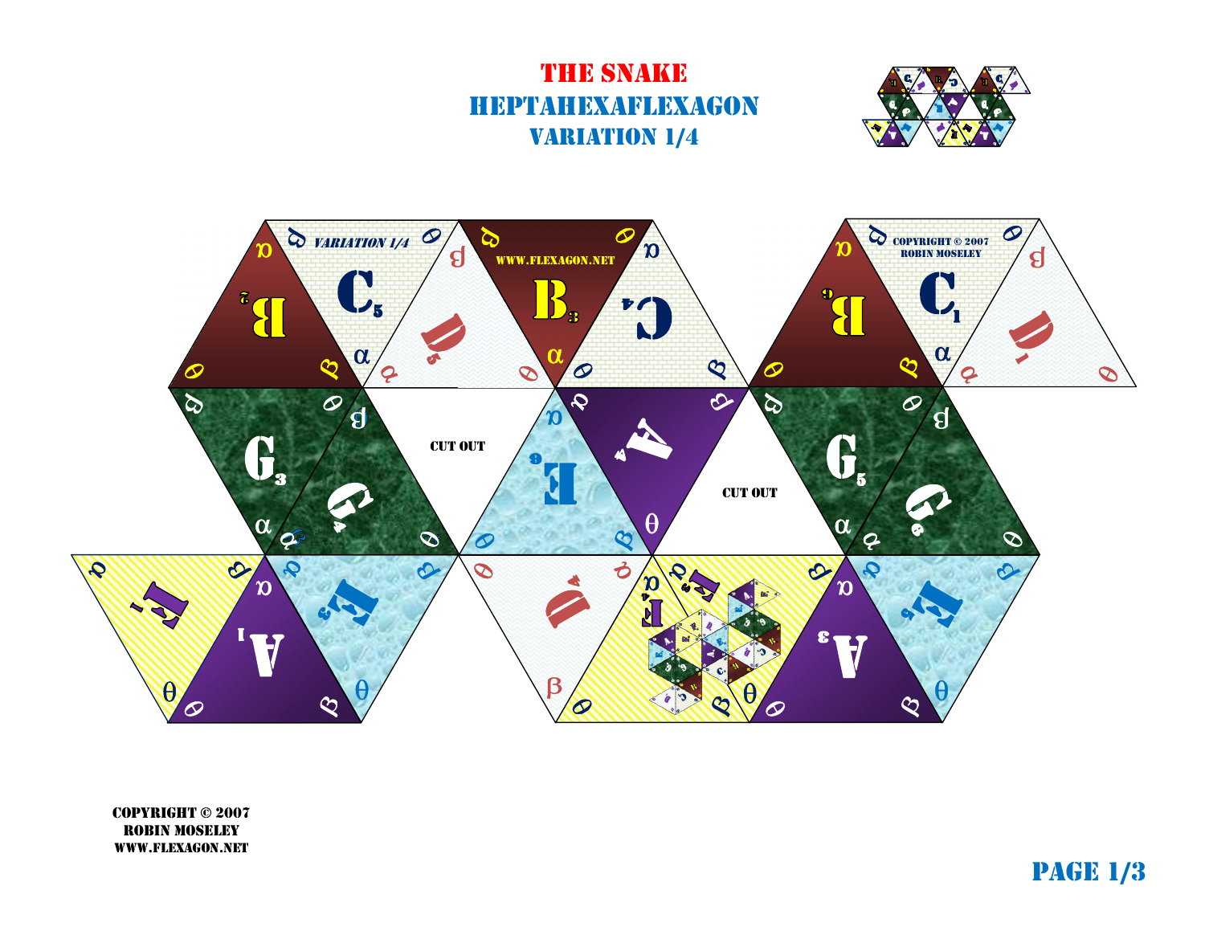# THE SNAKE

## HEPTAHEXAFLEXAGON

### VARIATION 1/4

VARIATION 1/4

WWW.FLEXAGON.NET

COPYRIGHT © 2007
ROBIN MOSELEY

CUT OUT

CUT OUT

COPYRIGHT © 2007
ROBIN MOSELEY
WWW.FLEXAGON.NET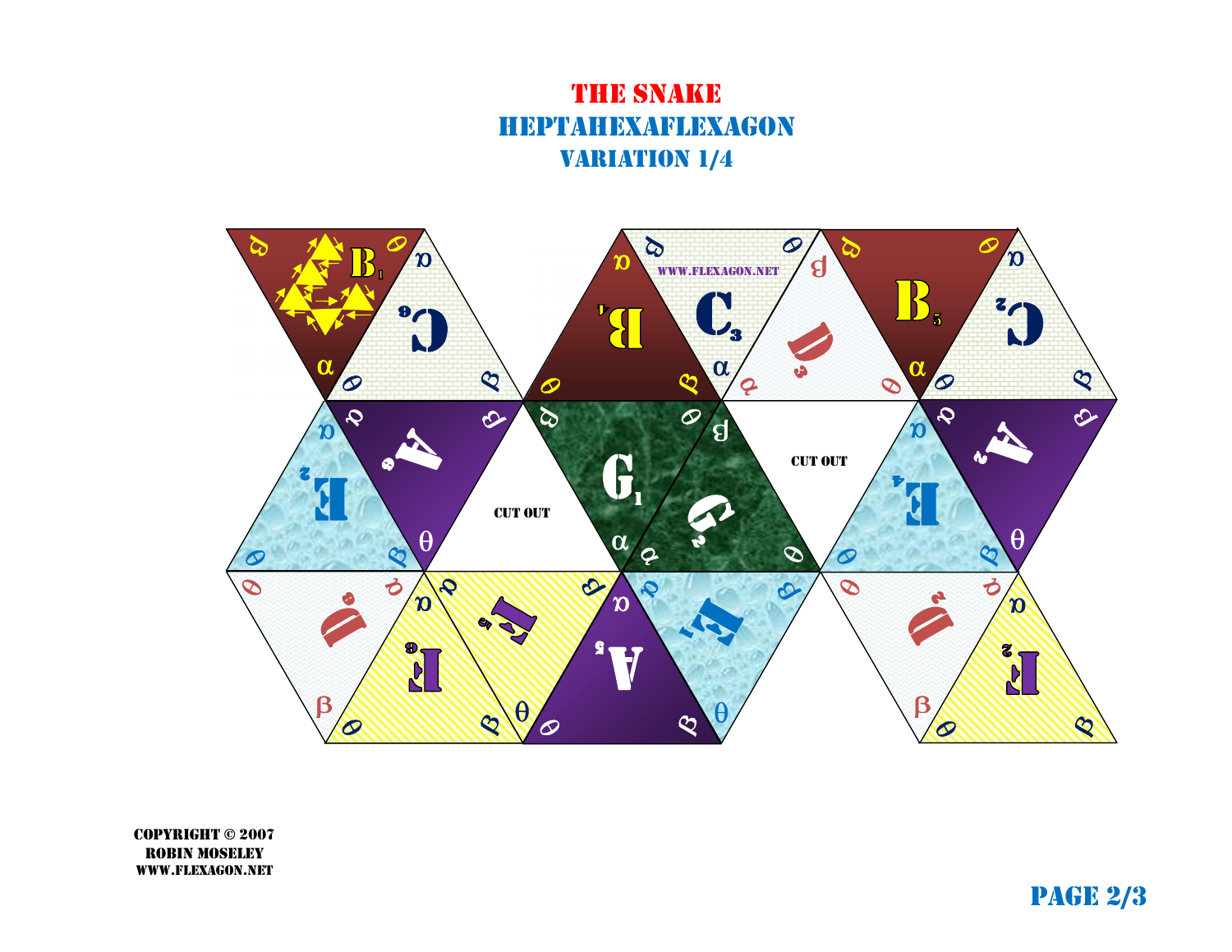# THE SNAKE

## HEPTAHEXAFLEXAGON

### VARIATION 1/4

$B_1$ α θ β

$C_6$ α θ β

$B_4$ α θ β

$C_3$ α θ β

WWW.FLEXAGON.NET

$D_3$ α θ β

$B_5$ α θ β

$C_2$ α θ β

$E_2$ α θ β

$A_6$ α θ β

CUT OUT

$G_1$ α θ β

$G_2$ α θ β

CUT OUT

$E_4$ α θ β

$A_2$ α θ β

$D_6$ α θ β

$F_6$ α θ β

$F_5$ α θ β

$A_5$ α θ β

$E_1$ α θ β

$D_2$ α θ β

$F_2$ α θ β

COPYRIGHT © 2007
ROBIN MOSELEY
WWW.FLEXAGON.NET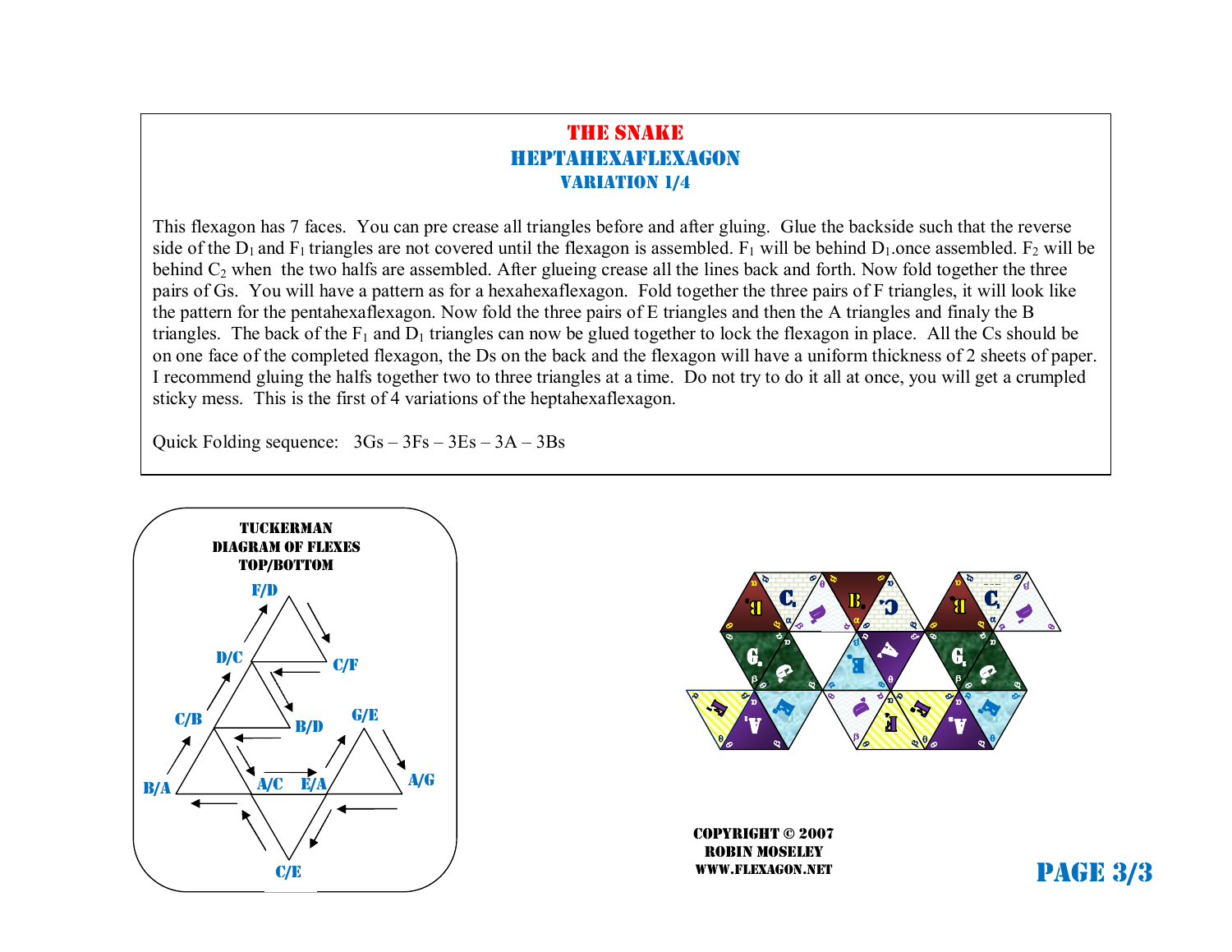# THE SNAKE
## HEPTAHEXAFLEXAGON
### VARIATION 1/4

This flexagon has 7 faces. You can pre crease all triangles before and after gluing. Glue the backside such that the reverse side of the $D_1$ and $F_1$ triangles are not covered until the flexagon is assembled. $F_1$ will be behind $D_1$.once assembled. $F_2$ will be behind $C_2$ when the two halfs are assembled. After glueing crease all the lines back and forth. Now fold together the three pairs of Gs. You will have a pattern as for a hexahexaflexagon. Fold together the three pairs of F triangles, it will look like the pattern for the pentahexaflexagon. Now fold the three pairs of E triangles and then the A triangles and finaly the B triangles. The back of the $F_1$ and $D_1$ triangles can now be glued together to lock the flexagon in place. All the Cs should be on one face of the completed flexagon, the Ds on the back and the flexagon will have a uniform thickness of 2 sheets of paper. I recommend gluing the halfs together two to three triangles at a time. Do not try to do it all at once, you will get a crumpled sticky mess. This is the first of 4 variations of the heptahexaflexagon.

Quick Folding sequence: 3Gs – 3Fs – 3Es – 3A – 3Bs

TUCKERMAN
DIAGRAM OF FLEXES
TOP/BOTTOM

F/D
D/C
C/F
C/B
B/D
G/E
B/A
A/C
E/A
A/G
C/E

COPYRIGHT © 2007
ROBIN MOSELEY
WWW.FLEXAGON.NET